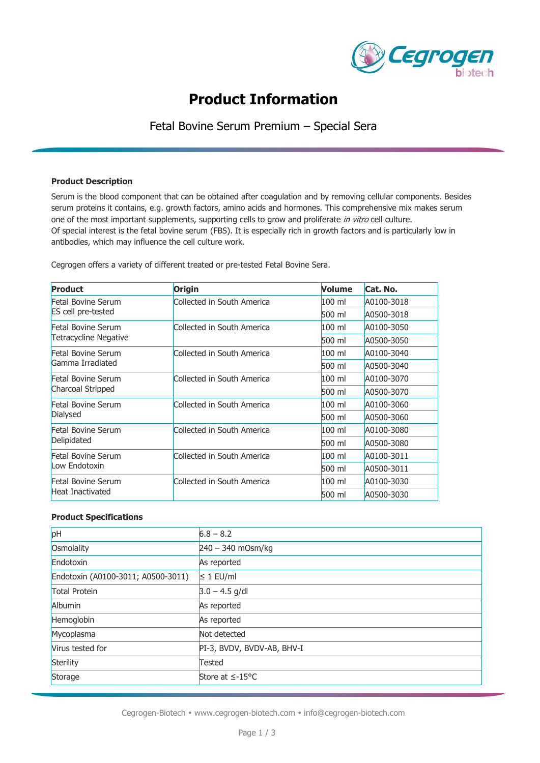# Product Information

## Fetal Bovine Serum Premium – Special Sera

### Product Description

Serum is the blood component that can be obtained after coagulation and by removing cellular components. Besides serum proteins it contains, e.g. growth factors, amino acids and hormones. This comprehensive mix makes serum one of the most important supplements, supporting cells to grow and proliferate *in vitro* cell culture.
Of special interest is the fetal bovine serum (FBS). It is especially rich in growth factors and is particularly low in antibodies, which may influence the cell culture work.

Cegrogen offers a variety of different treated or pre-tested Fetal Bovine Sera.

| Product | Origin | Volume | Cat. No. |
|---|---|---|---|
| Fetal Bovine Serum ES cell pre-tested | Collected in South America | 100 ml | A0100-3018 |
| | | 500 ml | A0500-3018 |
| Fetal Bovine Serum Tetracycline Negative | Collected in South America | 100 ml | A0100-3050 |
| | | 500 ml | A0500-3050 |
| Fetal Bovine Serum Gamma Irradiated | Collected in South America | 100 ml | A0100-3040 |
| | | 500 ml | A0500-3040 |
| Fetal Bovine Serum Charcoal Stripped | Collected in South America | 100 ml | A0100-3070 |
| | | 500 ml | A0500-3070 |
| Fetal Bovine Serum Dialysed | Collected in South America | 100 ml | A0100-3060 |
| | | 500 ml | A0500-3060 |
| Fetal Bovine Serum Delipidated | Collected in South America | 100 ml | A0100-3080 |
| | | 500 ml | A0500-3080 |
| Fetal Bovine Serum Low Endotoxin | Collected in South America | 100 ml | A0100-3011 |
| | | 500 ml | A0500-3011 |
| Fetal Bovine Serum Heat Inactivated | Collected in South America | 100 ml | A0100-3030 |
| | | 500 ml | A0500-3030 |

### Product Specifications

| | |
|---|---|
| pH | 6.8 – 8.2 |
| Osmolality | 240 – 340 mOsm/kg |
| Endotoxin | As reported |
| Endotoxin (A0100-3011; A0500-3011) | ≤ 1 EU/ml |
| Total Protein | 3.0 – 4.5 g/dl |
| Albumin | As reported |
| Hemoglobin | As reported |
| Mycoplasma | Not detected |
| Virus tested for | PI-3, BVDV, BVDV-AB, BHV-I |
| Sterility | Tested |
| Storage | Store at ≤-15°C |

Cegrogen-Biotech • www.cegrogen-biotech.com • info@cegrogen-biotech.com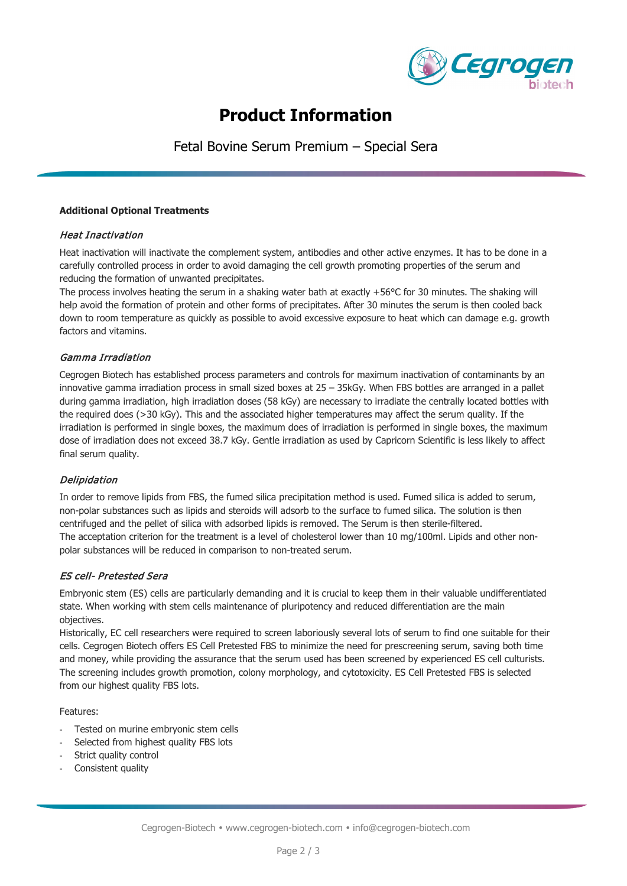# Product Information

## Fetal Bovine Serum Premium – Special Sera

**Additional Optional Treatments**

### *Heat Inactivation*

Heat inactivation will inactivate the complement system, antibodies and other active enzymes. It has to be done in a carefully controlled process in order to avoid damaging the cell growth promoting properties of the serum and reducing the formation of unwanted precipitates.

The process involves heating the serum in a shaking water bath at exactly +56°C for 30 minutes. The shaking will help avoid the formation of protein and other forms of precipitates. After 30 minutes the serum is then cooled back down to room temperature as quickly as possible to avoid excessive exposure to heat which can damage e.g. growth factors and vitamins.

### *Gamma Irradiation*

Cegrogen Biotech has established process parameters and controls for maximum inactivation of contaminants by an innovative gamma irradiation process in small sized boxes at 25 – 35kGy. When FBS bottles are arranged in a pallet during gamma irradiation, high irradiation doses (58 kGy) are necessary to irradiate the centrally located bottles with the required does (>30 kGy). This and the associated higher temperatures may affect the serum quality. If the irradiation is performed in single boxes, the maximum does of irradiation is performed in single boxes, the maximum dose of irradiation does not exceed 38.7 kGy. Gentle irradiation as used by Capricorn Scientific is less likely to affect final serum quality.

### *Delipidation*

In order to remove lipids from FBS, the fumed silica precipitation method is used. Fumed silica is added to serum, non-polar substances such as lipids and steroids will adsorb to the surface to fumed silica. The solution is then centrifuged and the pellet of silica with adsorbed lipids is removed. The Serum is then sterile-filtered.

The acceptation criterion for the treatment is a level of cholesterol lower than 10 mg/100ml. Lipids and other non-polar substances will be reduced in comparison to non-treated serum.

### *ES cell- Pretested Sera*

Embryonic stem (ES) cells are particularly demanding and it is crucial to keep them in their valuable undifferentiated state. When working with stem cells maintenance of pluripotency and reduced differentiation are the main objectives.

Historically, EC cell researchers were required to screen laboriously several lots of serum to find one suitable for their cells. Cegrogen Biotech offers ES Cell Pretested FBS to minimize the need for prescreening serum, saving both time and money, while providing the assurance that the serum used has been screened by experienced ES cell culturists. The screening includes growth promotion, colony morphology, and cytotoxicity. ES Cell Pretested FBS is selected from our highest quality FBS lots.

Features:

- Tested on murine embryonic stem cells
- Selected from highest quality FBS lots
- Strict quality control
- Consistent quality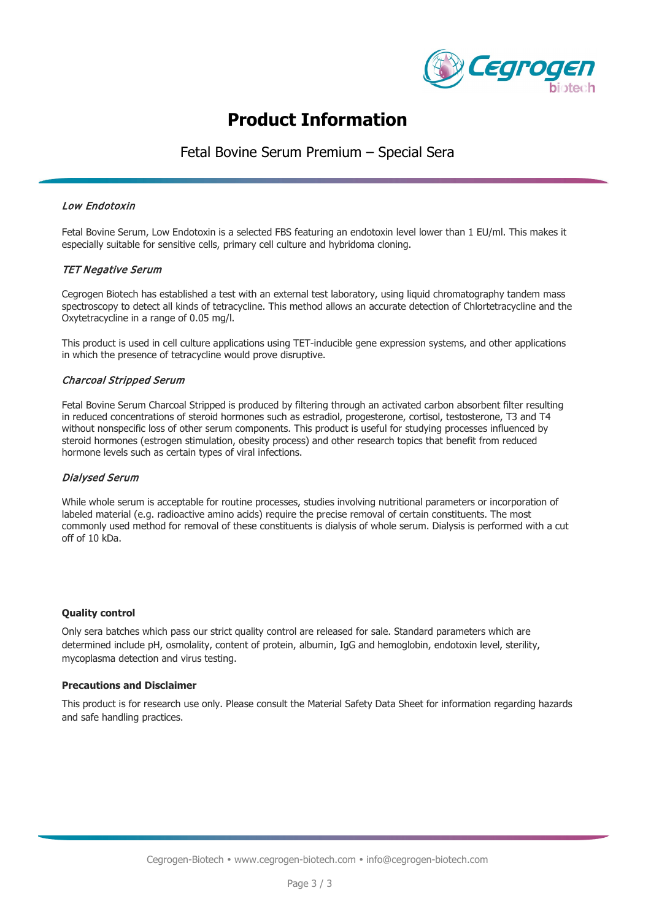# Product Information

## Fetal Bovine Serum Premium – Special Sera

### *Low Endotoxin*

Fetal Bovine Serum, Low Endotoxin is a selected FBS featuring an endotoxin level lower than 1 EU/ml. This makes it especially suitable for sensitive cells, primary cell culture and hybridoma cloning.

### *TET Negative Serum*

Cegrogen Biotech has established a test with an external test laboratory, using liquid chromatography tandem mass spectroscopy to detect all kinds of tetracycline. This method allows an accurate detection of Chlortetracycline and the Oxytetracycline in a range of 0.05 mg/l.

This product is used in cell culture applications using TET-inducible gene expression systems, and other applications in which the presence of tetracycline would prove disruptive.

### *Charcoal Stripped Serum*

Fetal Bovine Serum Charcoal Stripped is produced by filtering through an activated carbon absorbent filter resulting in reduced concentrations of steroid hormones such as estradiol, progesterone, cortisol, testosterone, T3 and T4 without nonspecific loss of other serum components. This product is useful for studying processes influenced by steroid hormones (estrogen stimulation, obesity process) and other research topics that benefit from reduced hormone levels such as certain types of viral infections.

### *Dialysed Serum*

While whole serum is acceptable for routine processes, studies involving nutritional parameters or incorporation of labeled material (e.g. radioactive amino acids) require the precise removal of certain constituents. The most commonly used method for removal of these constituents is dialysis of whole serum. Dialysis is performed with a cut off of 10 kDa.

**Quality control**

Only sera batches which pass our strict quality control are released for sale. Standard parameters which are determined include pH, osmolality, content of protein, albumin, IgG and hemoglobin, endotoxin level, sterility, mycoplasma detection and virus testing.

**Precautions and Disclaimer**

This product is for research use only. Please consult the Material Safety Data Sheet for information regarding hazards and safe handling practices.

Cegrogen-Biotech • www.cegrogen-biotech.com • info@cegrogen-biotech.com